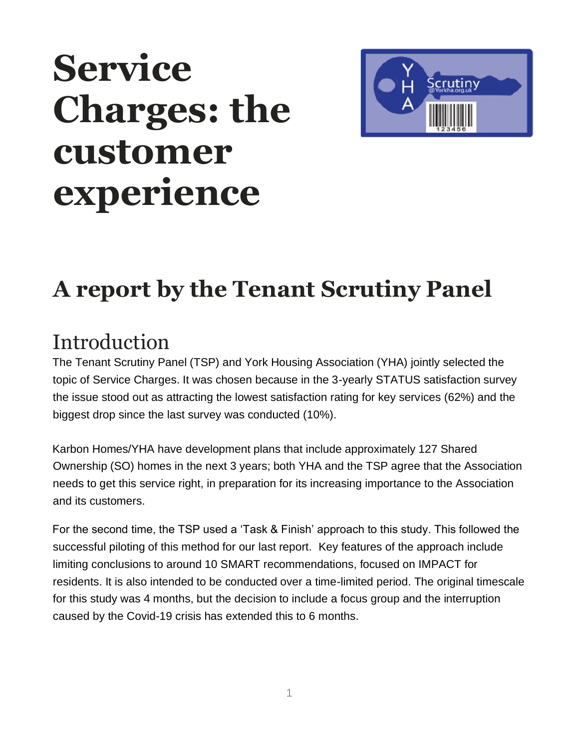# Service Charges: the customer experience

## A report by the Tenant Scrutiny Panel

## Introduction

The Tenant Scrutiny Panel (TSP) and York Housing Association (YHA) jointly selected the topic of Service Charges. It was chosen because in the 3-yearly STATUS satisfaction survey the issue stood out as attracting the lowest satisfaction rating for key services (62%) and the biggest drop since the last survey was conducted (10%).

Karbon Homes/YHA have development plans that include approximately 127 Shared Ownership (SO) homes in the next 3 years; both YHA and the TSP agree that the Association needs to get this service right, in preparation for its increasing importance to the Association and its customers.

For the second time, the TSP used a 'Task & Finish' approach to this study. This followed the successful piloting of this method for our last report. Key features of the approach include limiting conclusions to around 10 SMART recommendations, focused on IMPACT for residents. It is also intended to be conducted over a time-limited period. The original timescale for this study was 4 months, but the decision to include a focus group and the interruption caused by the Covid-19 crisis has extended this to 6 months.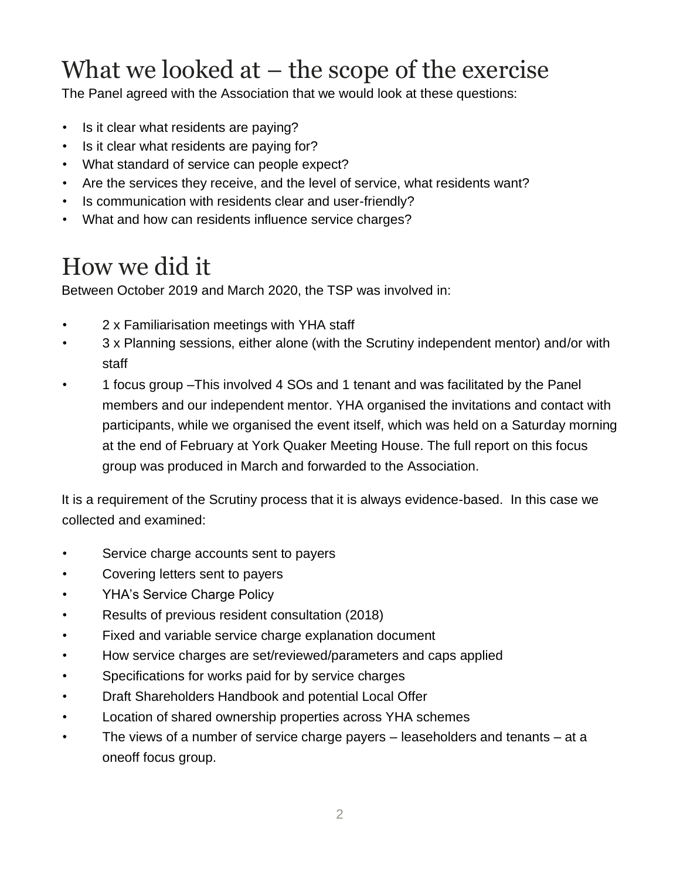# What we looked at – the scope of the exercise

The Panel agreed with the Association that we would look at these questions:

- Is it clear what residents are paying?
- Is it clear what residents are paying for?
- What standard of service can people expect?
- Are the services they receive, and the level of service, what residents want?
- Is communication with residents clear and user-friendly?
- What and how can residents influence service charges?

# How we did it

Between October 2019 and March 2020, the TSP was involved in:

- 2 x Familiarisation meetings with YHA staff
- 3 x Planning sessions, either alone (with the Scrutiny independent mentor) and/or with staff
- 1 focus group –This involved 4 SOs and 1 tenant and was facilitated by the Panel members and our independent mentor. YHA organised the invitations and contact with participants, while we organised the event itself, which was held on a Saturday morning at the end of February at York Quaker Meeting House. The full report on this focus group was produced in March and forwarded to the Association.

It is a requirement of the Scrutiny process that it is always evidence-based. In this case we collected and examined:

- Service charge accounts sent to payers
- Covering letters sent to payers
- YHA's Service Charge Policy
- Results of previous resident consultation (2018)
- Fixed and variable service charge explanation document
- How service charges are set/reviewed/parameters and caps applied
- Specifications for works paid for by service charges
- Draft Shareholders Handbook and potential Local Offer
- Location of shared ownership properties across YHA schemes
- The views of a number of service charge payers – leaseholders and tenants – at a oneoff focus group.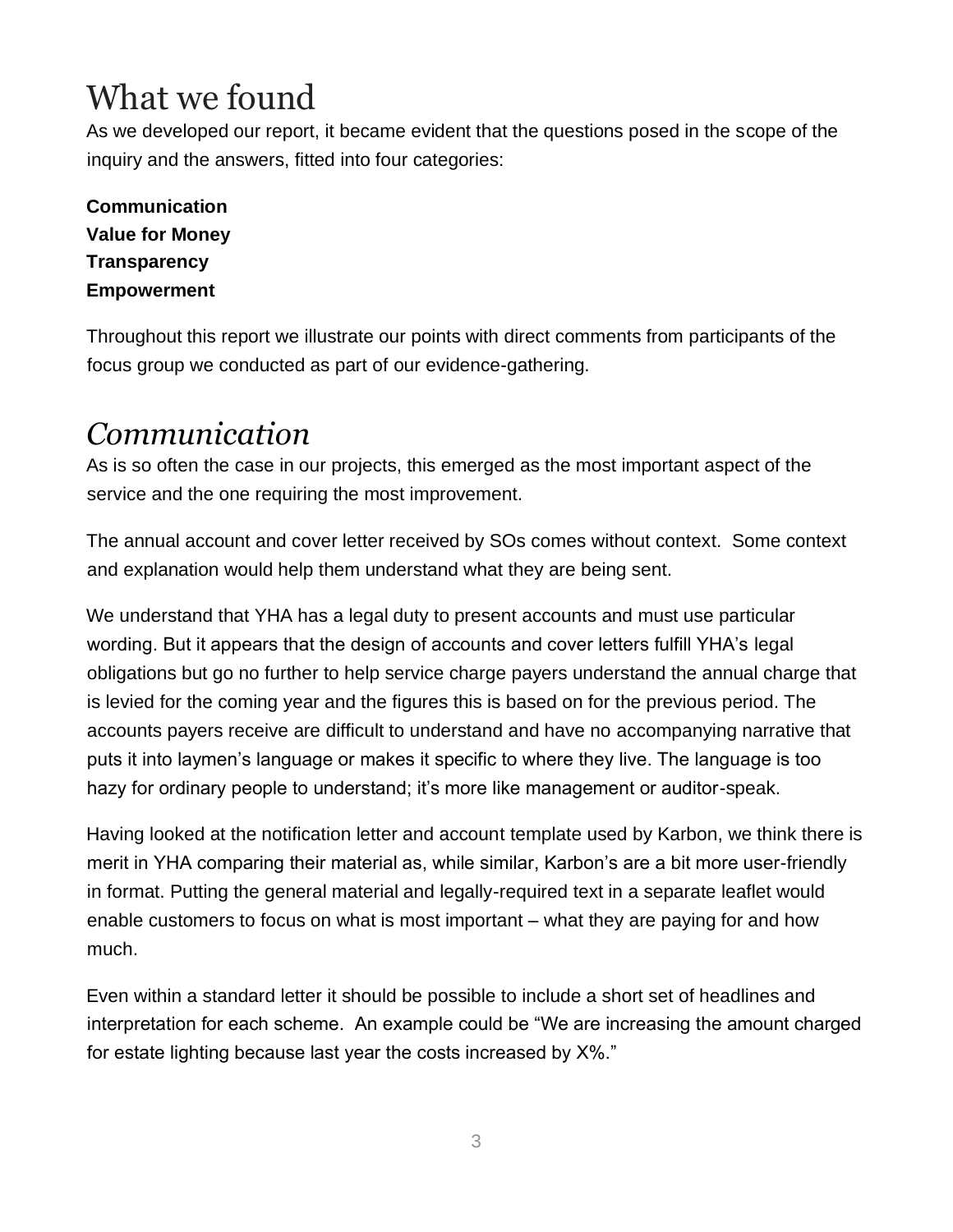# What we found

As we developed our report, it became evident that the questions posed in the scope of the inquiry and the answers, fitted into four categories:

**Communication**
**Value for Money**
**Transparency**
**Empowerment**

Throughout this report we illustrate our points with direct comments from participants of the focus group we conducted as part of our evidence-gathering.

## *Communication*

As is so often the case in our projects, this emerged as the most important aspect of the service and the one requiring the most improvement.

The annual account and cover letter received by SOs comes without context. Some context and explanation would help them understand what they are being sent.

We understand that YHA has a legal duty to present accounts and must use particular wording. But it appears that the design of accounts and cover letters fulfill YHA's legal obligations but go no further to help service charge payers understand the annual charge that is levied for the coming year and the figures this is based on for the previous period. The accounts payers receive are difficult to understand and have no accompanying narrative that puts it into laymen's language or makes it specific to where they live. The language is too hazy for ordinary people to understand; it's more like management or auditor-speak.

Having looked at the notification letter and account template used by Karbon, we think there is merit in YHA comparing their material as, while similar, Karbon's are a bit more user-friendly in format. Putting the general material and legally-required text in a separate leaflet would enable customers to focus on what is most important – what they are paying for and how much.

Even within a standard letter it should be possible to include a short set of headlines and interpretation for each scheme. An example could be "We are increasing the amount charged for estate lighting because last year the costs increased by X%."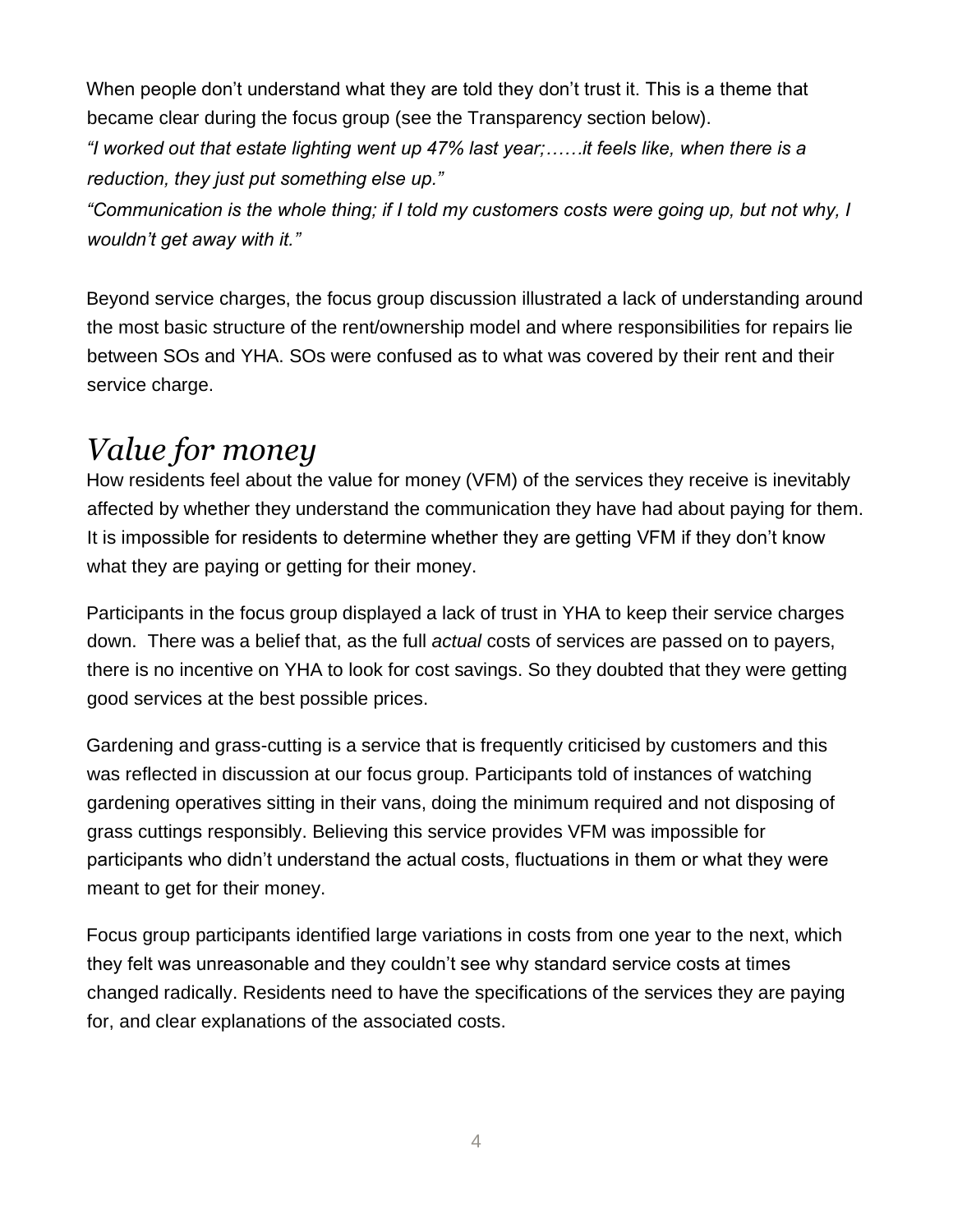When people don't understand what they are told they don't trust it. This is a theme that became clear during the focus group (see the Transparency section below).

*"I worked out that estate lighting went up 47% last year;……it feels like, when there is a reduction, they just put something else up."*

*"Communication is the whole thing; if I told my customers costs were going up, but not why, I wouldn't get away with it."*

Beyond service charges, the focus group discussion illustrated a lack of understanding around the most basic structure of the rent/ownership model and where responsibilities for repairs lie between SOs and YHA. SOs were confused as to what was covered by their rent and their service charge.

## *Value for money*

How residents feel about the value for money (VFM) of the services they receive is inevitably affected by whether they understand the communication they have had about paying for them. It is impossible for residents to determine whether they are getting VFM if they don't know what they are paying or getting for their money.

Participants in the focus group displayed a lack of trust in YHA to keep their service charges down. There was a belief that, as the full *actual* costs of services are passed on to payers, there is no incentive on YHA to look for cost savings. So they doubted that they were getting good services at the best possible prices.

Gardening and grass-cutting is a service that is frequently criticised by customers and this was reflected in discussion at our focus group. Participants told of instances of watching gardening operatives sitting in their vans, doing the minimum required and not disposing of grass cuttings responsibly. Believing this service provides VFM was impossible for participants who didn't understand the actual costs, fluctuations in them or what they were meant to get for their money.

Focus group participants identified large variations in costs from one year to the next, which they felt was unreasonable and they couldn't see why standard service costs at times changed radically. Residents need to have the specifications of the services they are paying for, and clear explanations of the associated costs.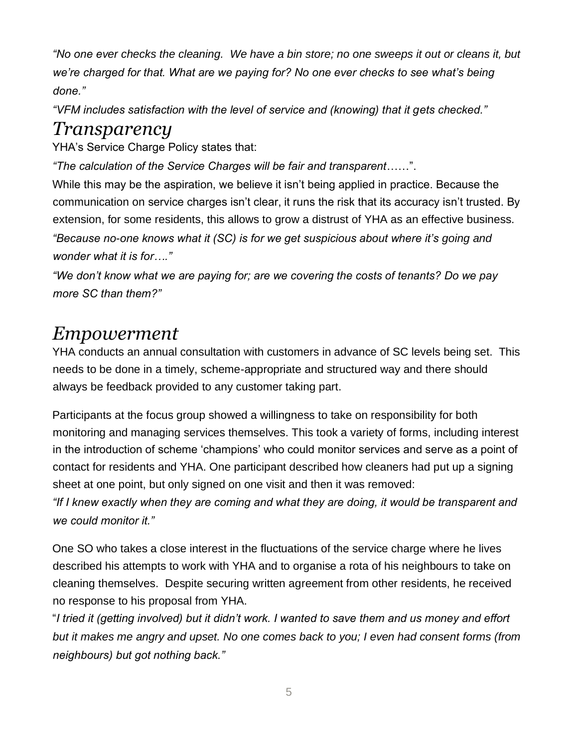*"No one ever checks the cleaning. We have a bin store; no one sweeps it out or cleans it, but we're charged for that. What are we paying for? No one ever checks to see what's being done."*

*"VFM includes satisfaction with the level of service and (knowing) that it gets checked."*

## *Transparency*

YHA's Service Charge Policy states that:

*"The calculation of the Service Charges will be fair and transparent*……".

While this may be the aspiration, we believe it isn't being applied in practice. Because the communication on service charges isn't clear, it runs the risk that its accuracy isn't trusted. By extension, for some residents, this allows to grow a distrust of YHA as an effective business.

*"Because no-one knows what it (SC) is for we get suspicious about where it's going and wonder what it is for…."*

*"We don't know what we are paying for; are we covering the costs of tenants? Do we pay more SC than them?"*

## *Empowerment*

YHA conducts an annual consultation with customers in advance of SC levels being set. This needs to be done in a timely, scheme-appropriate and structured way and there should always be feedback provided to any customer taking part.

Participants at the focus group showed a willingness to take on responsibility for both monitoring and managing services themselves. This took a variety of forms, including interest in the introduction of scheme 'champions' who could monitor services and serve as a point of contact for residents and YHA. One participant described how cleaners had put up a signing sheet at one point, but only signed on one visit and then it was removed:

*"If I knew exactly when they are coming and what they are doing, it would be transparent and we could monitor it."*

One SO who takes a close interest in the fluctuations of the service charge where he lives described his attempts to work with YHA and to organise a rota of his neighbours to take on cleaning themselves. Despite securing written agreement from other residents, he received no response to his proposal from YHA.

"*I tried it (getting involved) but it didn't work. I wanted to save them and us money and effort but it makes me angry and upset. No one comes back to you; I even had consent forms (from neighbours) but got nothing back."*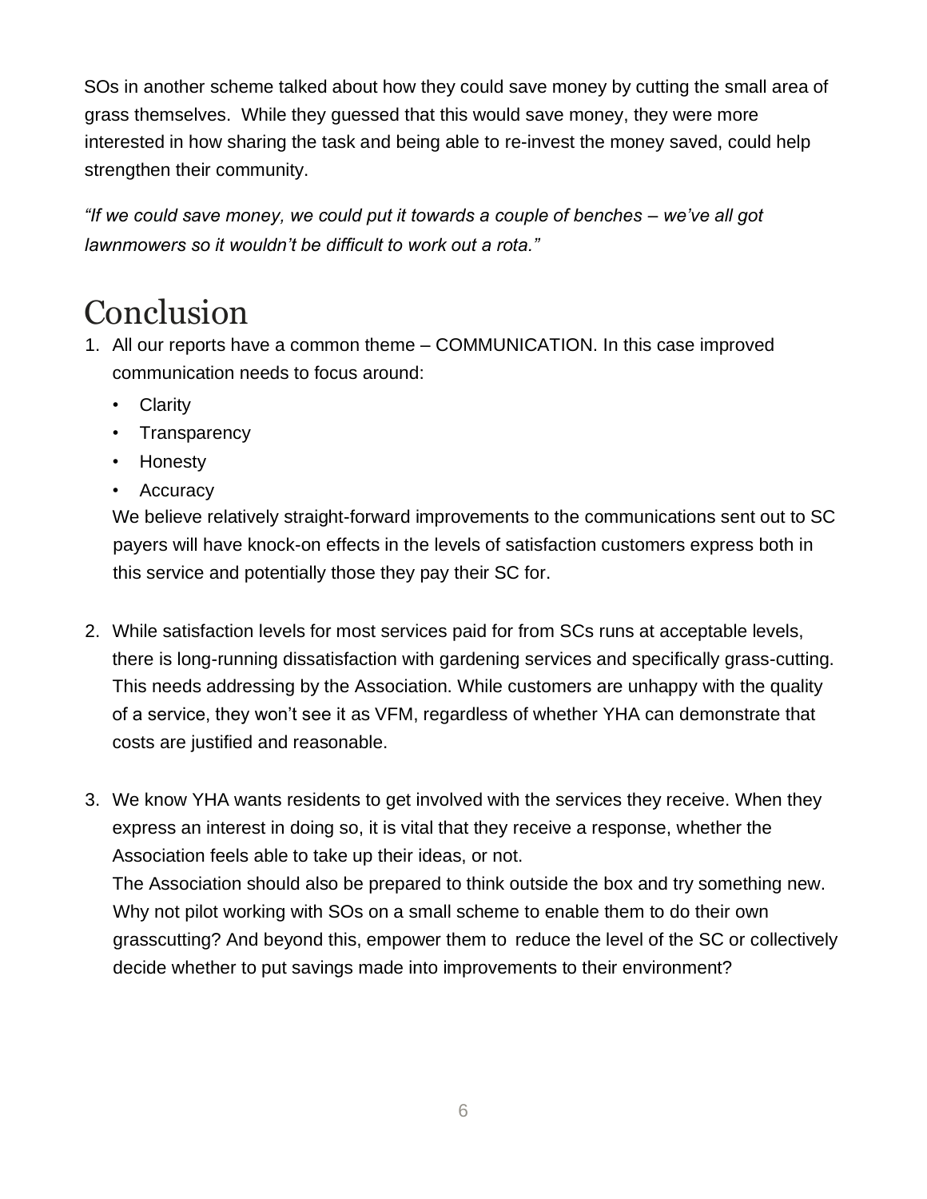SOs in another scheme talked about how they could save money by cutting the small area of grass themselves. While they guessed that this would save money, they were more interested in how sharing the task and being able to re-invest the money saved, could help strengthen their community.

*"If we could save money, we could put it towards a couple of benches – we've all got lawnmowers so it wouldn't be difficult to work out a rota."*

# Conclusion

1. All our reports have a common theme – COMMUNICATION. In this case improved communication needs to focus around:
   - Clarity
   - Transparency
   - Honesty
   - Accuracy

   We believe relatively straight-forward improvements to the communications sent out to SC payers will have knock-on effects in the levels of satisfaction customers express both in this service and potentially those they pay their SC for.

2. While satisfaction levels for most services paid for from SCs runs at acceptable levels, there is long-running dissatisfaction with gardening services and specifically grass-cutting. This needs addressing by the Association. While customers are unhappy with the quality of a service, they won't see it as VFM, regardless of whether YHA can demonstrate that costs are justified and reasonable.

3. We know YHA wants residents to get involved with the services they receive. When they express an interest in doing so, it is vital that they receive a response, whether the Association feels able to take up their ideas, or not.

   The Association should also be prepared to think outside the box and try something new. Why not pilot working with SOs on a small scheme to enable them to do their own grasscutting? And beyond this, empower them to reduce the level of the SC or collectively decide whether to put savings made into improvements to their environment?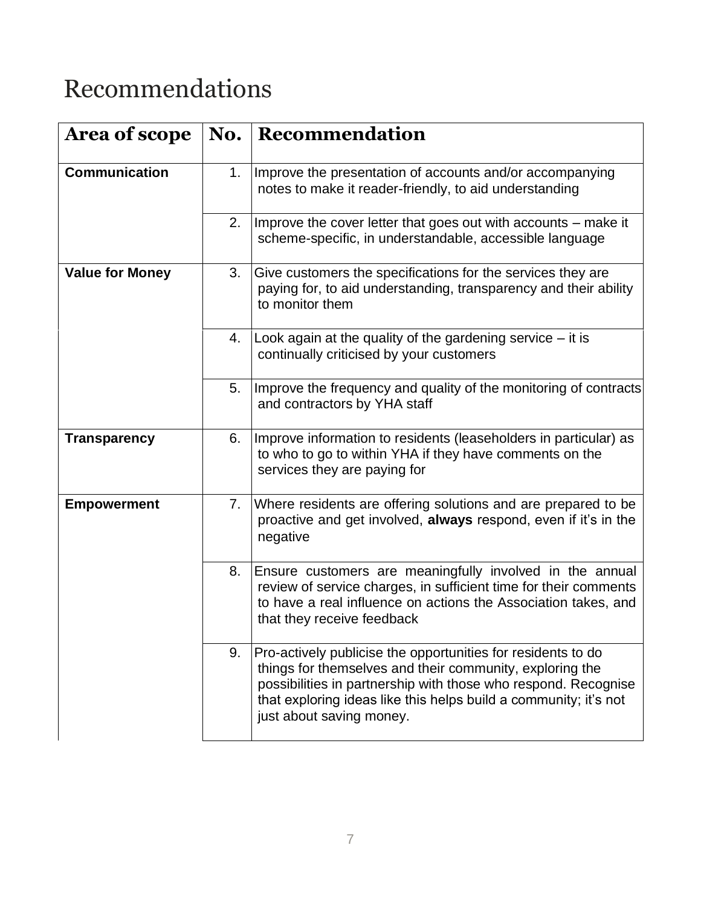# Recommendations

| Area of scope | No. | Recommendation |
| --- | --- | --- |
| **Communication** | 1. | Improve the presentation of accounts and/or accompanying notes to make it reader-friendly, to aid understanding |
| | 2. | Improve the cover letter that goes out with accounts – make it scheme-specific, in understandable, accessible language |
| **Value for Money** | 3. | Give customers the specifications for the services they are paying for, to aid understanding, transparency and their ability to monitor them |
| | 4. | Look again at the quality of the gardening service – it is continually criticised by your customers |
| | 5. | Improve the frequency and quality of the monitoring of contracts and contractors by YHA staff |
| **Transparency** | 6. | Improve information to residents (leaseholders in particular) as to who to go to within YHA if they have comments on the services they are paying for |
| **Empowerment** | 7. | Where residents are offering solutions and are prepared to be proactive and get involved, **always** respond, even if it's in the negative |
| | 8. | Ensure customers are meaningfully involved in the annual review of service charges, in sufficient time for their comments to have a real influence on actions the Association takes, and that they receive feedback |
| | 9. | Pro-actively publicise the opportunities for residents to do things for themselves and their community, exploring the possibilities in partnership with those who respond. Recognise that exploring ideas like this helps build a community; it's not just about saving money. |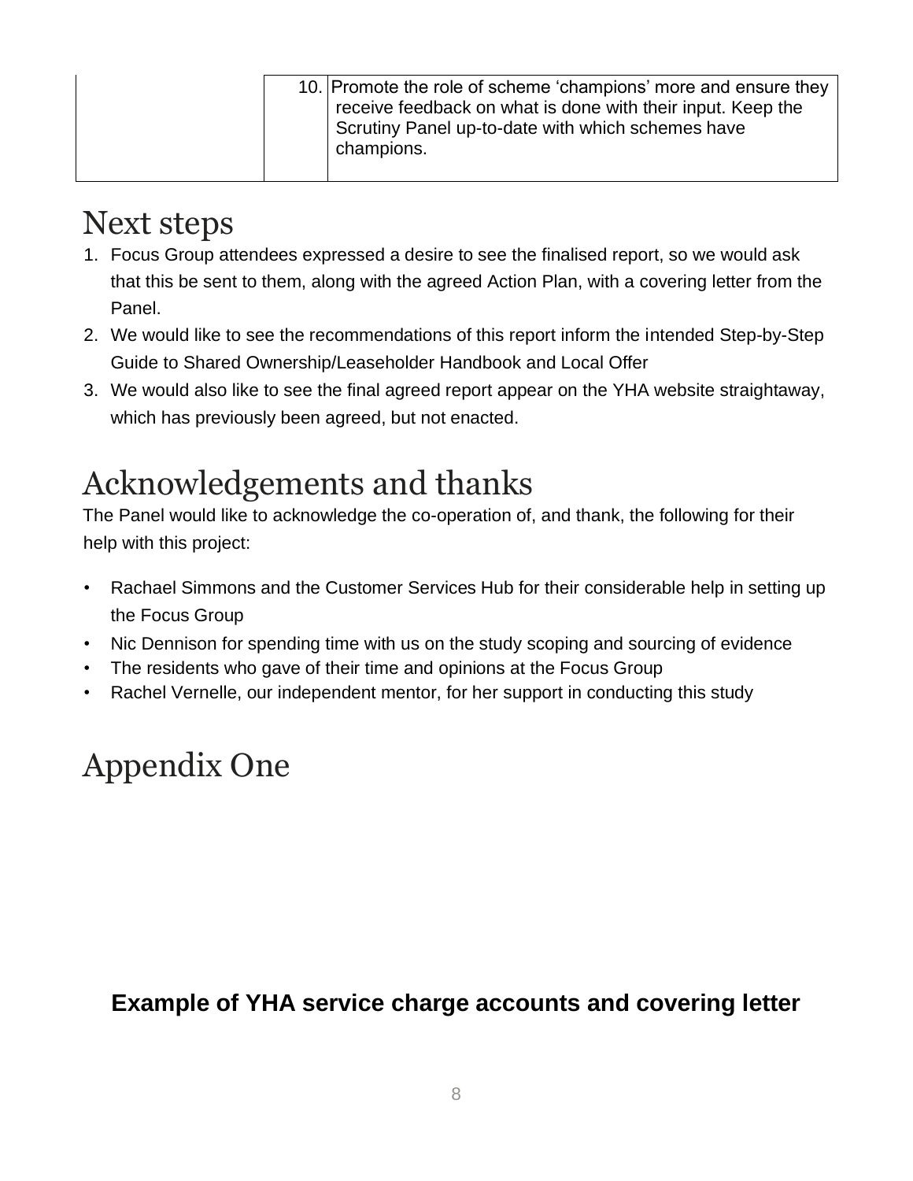| | | |
|---|---|---|
| | 10. | Promote the role of scheme 'champions' more and ensure they receive feedback on what is done with their input. Keep the Scrutiny Panel up-to-date with which schemes have champions. |

# Next steps

1. Focus Group attendees expressed a desire to see the finalised report, so we would ask that this be sent to them, along with the agreed Action Plan, with a covering letter from the Panel.
2. We would like to see the recommendations of this report inform the intended Step-by-Step Guide to Shared Ownership/Leaseholder Handbook and Local Offer
3. We would also like to see the final agreed report appear on the YHA website straightaway, which has previously been agreed, but not enacted.

# Acknowledgements and thanks

The Panel would like to acknowledge the co-operation of, and thank, the following for their help with this project:

- Rachael Simmons and the Customer Services Hub for their considerable help in setting up the Focus Group
- Nic Dennison for spending time with us on the study scoping and sourcing of evidence
- The residents who gave of their time and opinions at the Focus Group
- Rachel Vernelle, our independent mentor, for her support in conducting this study

# Appendix One

**Example of YHA service charge accounts and covering letter**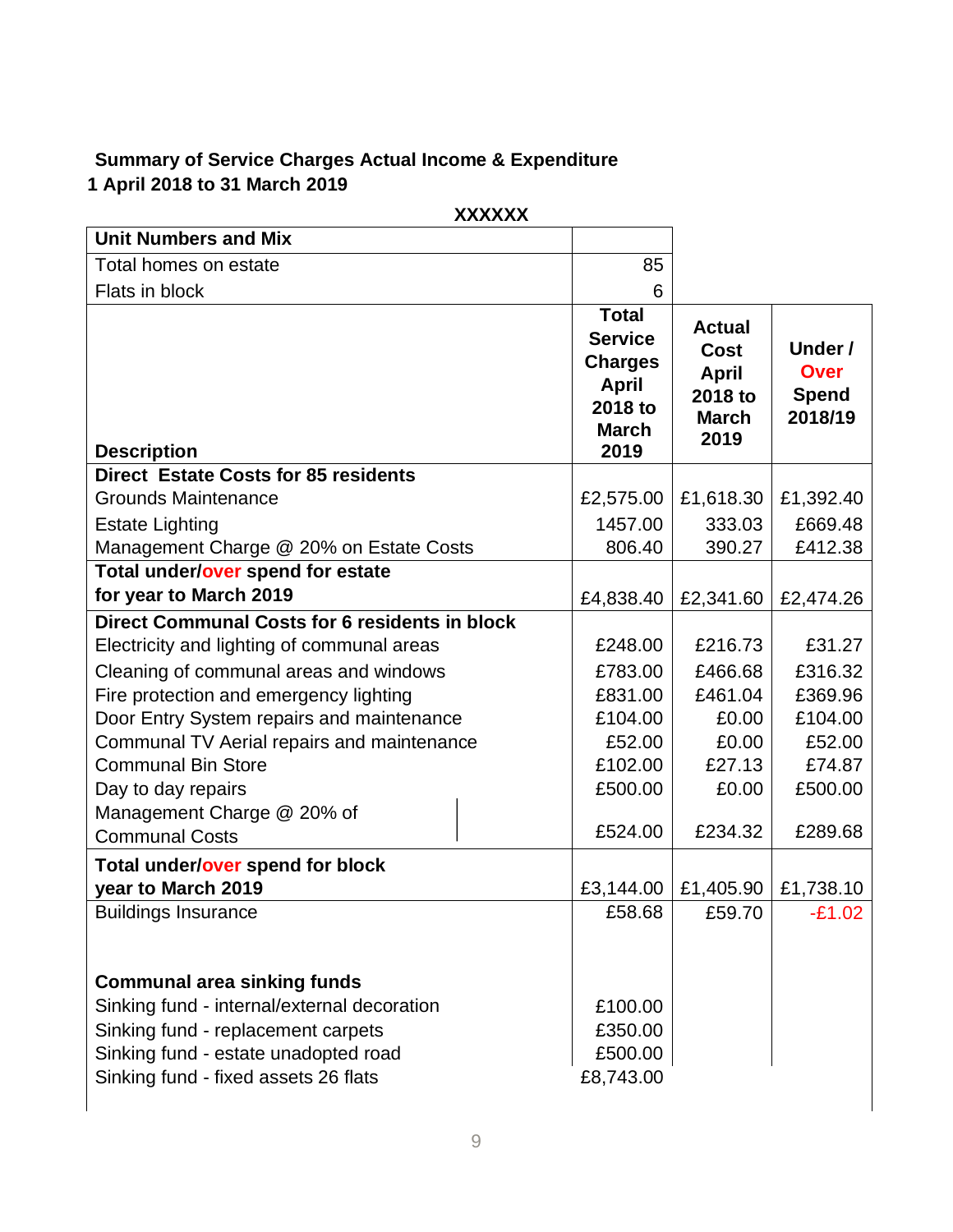**Summary of Service Charges Actual Income & Expenditure**
**1 April 2018 to 31 March 2019**

**XXXXXX**

| **Unit Numbers and Mix** | | | |
|---|---|---|---|
| Total homes on estate | 85 | | |
| Flats in block | 6 | | |
| **Description** | **Total Service Charges April 2018 to March 2019** | **Actual Cost April 2018 to March 2019** | **Under / Over Spend 2018/19** |
| **Direct Estate Costs for 85 residents** | | | |
| Grounds Maintenance | £2,575.00 | £1,618.30 | £1,392.40 |
| Estate Lighting | 1457.00 | 333.03 | £669.48 |
| Management Charge @ 20% on Estate Costs | 806.40 | 390.27 | £412.38 |
| **Total under/over spend for estate for year to March 2019** | £4,838.40 | £2,341.60 | £2,474.26 |
| **Direct Communal Costs for 6 residents in block** | | | |
| Electricity and lighting of communal areas | £248.00 | £216.73 | £31.27 |
| Cleaning of communal areas and windows | £783.00 | £466.68 | £316.32 |
| Fire protection and emergency lighting | £831.00 | £461.04 | £369.96 |
| Door Entry System repairs and maintenance | £104.00 | £0.00 | £104.00 |
| Communal TV Aerial repairs and maintenance | £52.00 | £0.00 | £52.00 |
| Communal Bin Store | £102.00 | £27.13 | £74.87 |
| Day to day repairs | £500.00 | £0.00 | £500.00 |
| Management Charge @ 20% of Communal Costs | £524.00 | £234.32 | £289.68 |
| **Total under/over spend for block year to March 2019** | £3,144.00 | £1,405.90 | £1,738.10 |
| Buildings Insurance | £58.68 | £59.70 | -£1.02 |
| **Communal area sinking funds** | | | |
| Sinking fund - internal/external decoration | £100.00 | | |
| Sinking fund - replacement carpets | £350.00 | | |
| Sinking fund - estate unadopted road | £500.00 | | |
| Sinking fund - fixed assets 26 flats | £8,743.00 | | |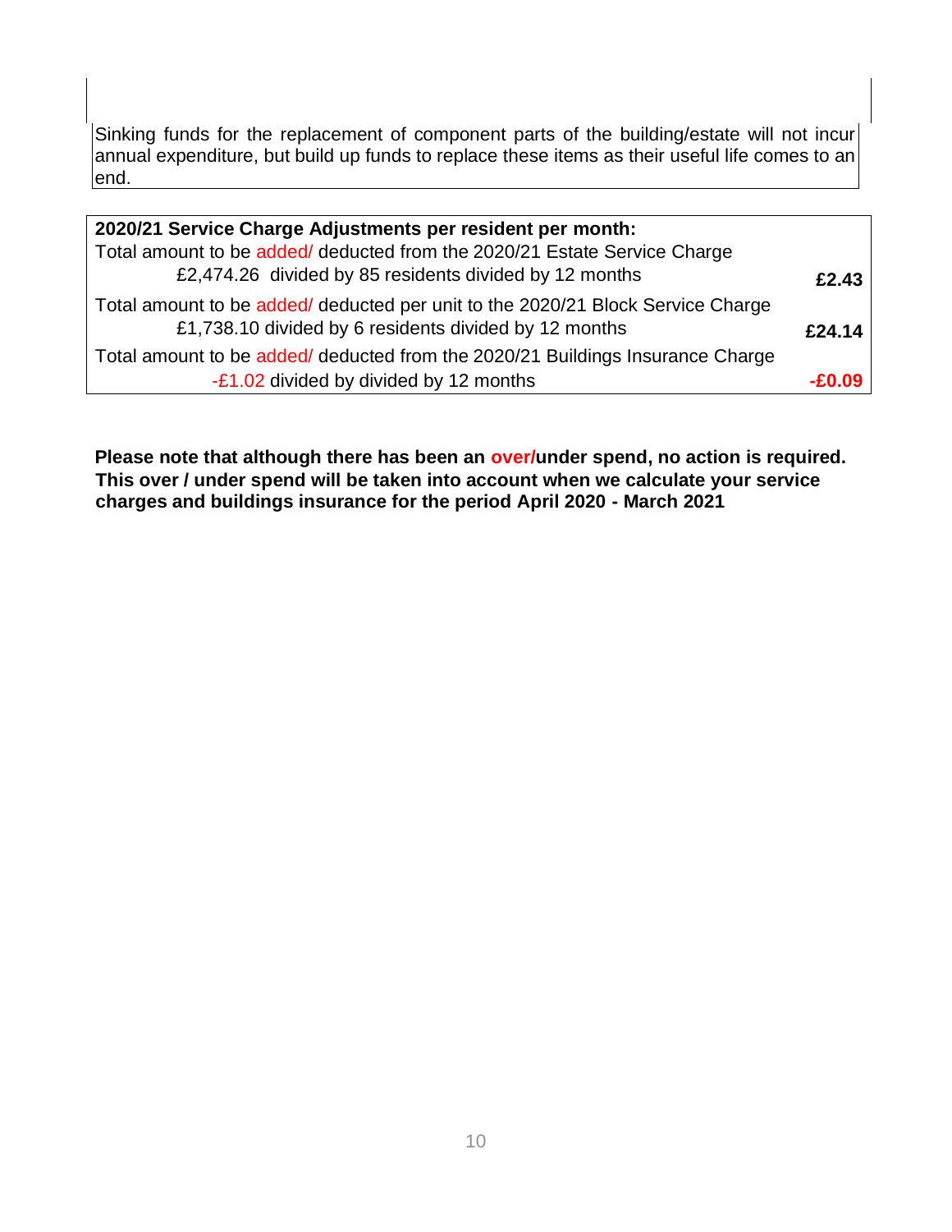Sinking funds for the replacement of component parts of the building/estate will not incur annual expenditure, but build up funds to replace these items as their useful life comes to an end.

| **2020/21 Service Charge Adjustments per resident per month:** | |
|---|---|
| Total amount to be added/ deducted from the 2020/21 Estate Service Charge<br>£2,474.26 divided by 85 residents divided by 12 months | **£2.43** |
| Total amount to be added/ deducted per unit to the 2020/21 Block Service Charge<br>£1,738.10 divided by 6 residents divided by 12 months | **£24.14** |
| Total amount to be added/ deducted from the 2020/21 Buildings Insurance Charge<br>-£1.02 divided by divided by 12 months | **-£0.09** |

**Please note that although there has been an over/under spend, no action is required. This over / under spend will be taken into account when we calculate your service charges and buildings insurance for the period April 2020 - March 2021**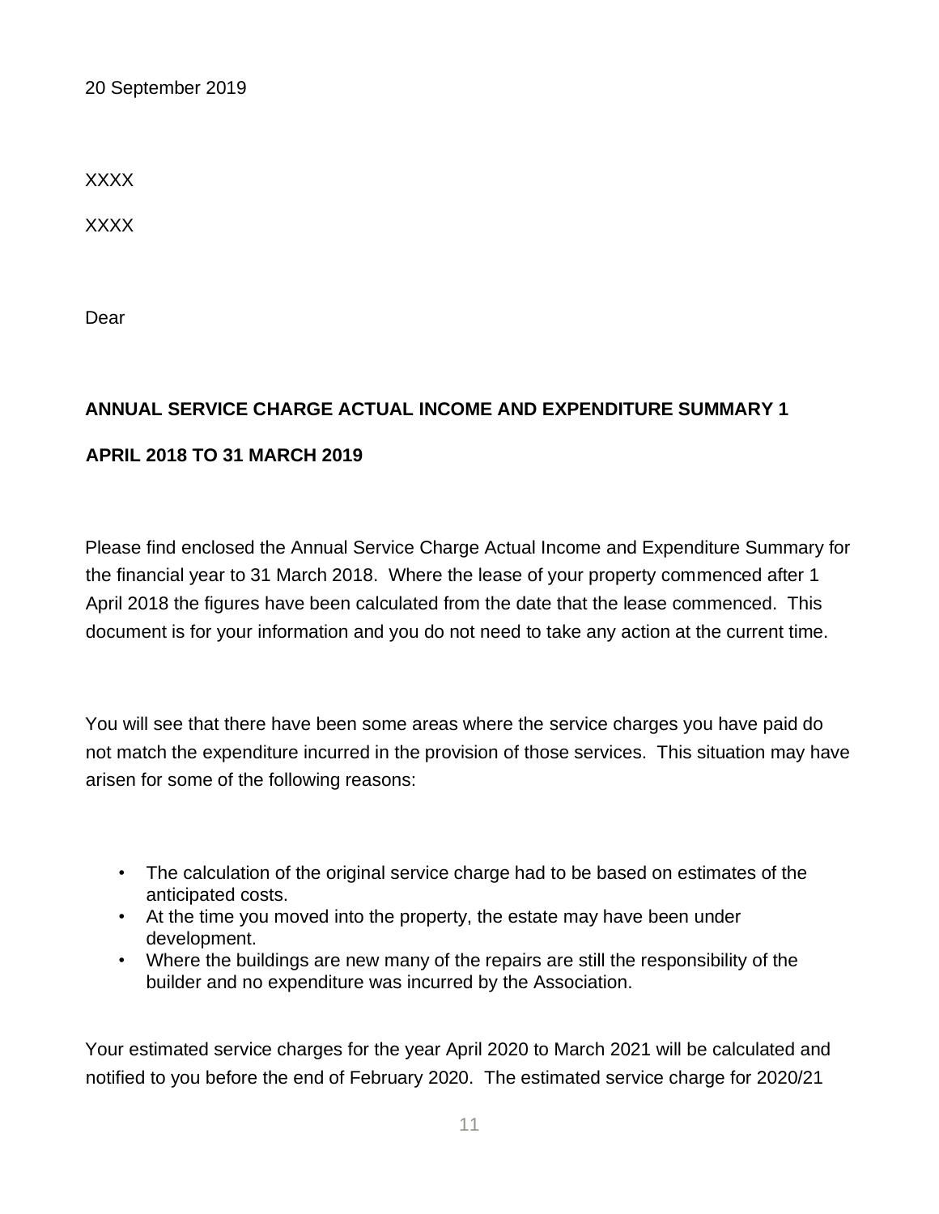20 September 2019

XXXX

XXXX

Dear

**ANNUAL SERVICE CHARGE ACTUAL INCOME AND EXPENDITURE SUMMARY 1**

**APRIL 2018 TO 31 MARCH 2019**

Please find enclosed the Annual Service Charge Actual Income and Expenditure Summary for the financial year to 31 March 2018. Where the lease of your property commenced after 1 April 2018 the figures have been calculated from the date that the lease commenced. This document is for your information and you do not need to take any action at the current time.

You will see that there have been some areas where the service charges you have paid do not match the expenditure incurred in the provision of those services. This situation may have arisen for some of the following reasons:

- The calculation of the original service charge had to be based on estimates of the anticipated costs.
- At the time you moved into the property, the estate may have been under development.
- Where the buildings are new many of the repairs are still the responsibility of the builder and no expenditure was incurred by the Association.

Your estimated service charges for the year April 2020 to March 2021 will be calculated and notified to you before the end of February 2020. The estimated service charge for 2020/21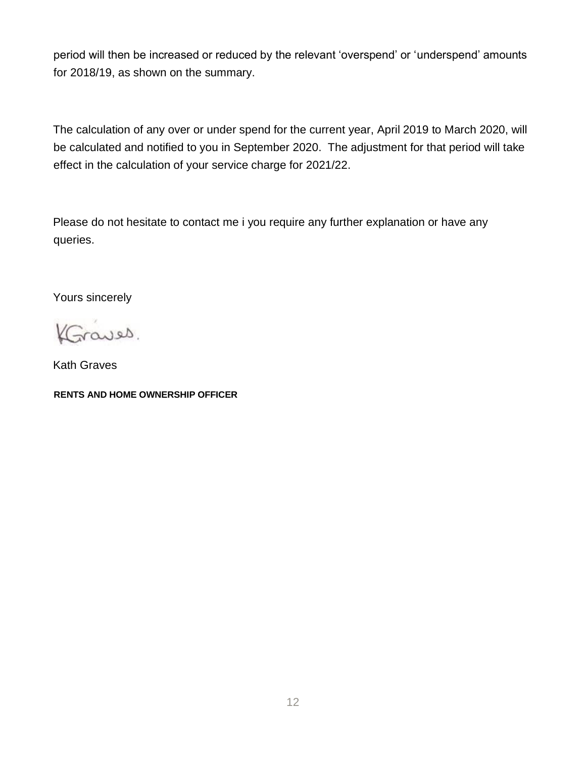period will then be increased or reduced by the relevant ‘overspend’ or ‘underspend’ amounts for 2018/19, as shown on the summary.

The calculation of any over or under spend for the current year, April 2019 to March 2020, will be calculated and notified to you in September 2020. The adjustment for that period will take effect in the calculation of your service charge for 2021/22.

Please do not hesitate to contact me i you require any further explanation or have any queries.

Yours sincerely

KGraves.

Kath Graves

**RENTS AND HOME OWNERSHIP OFFICER**